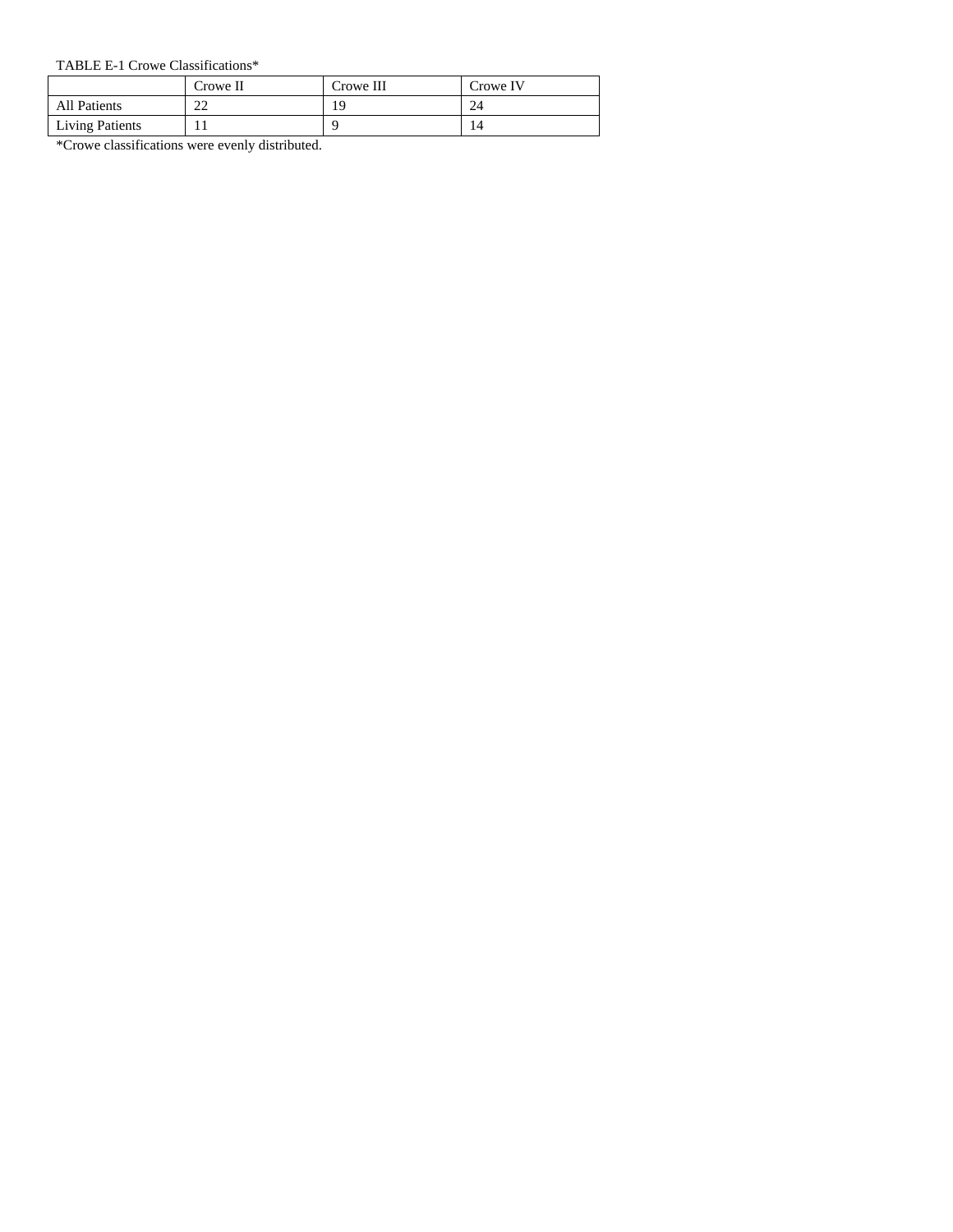TABLE E-1 Crowe Classifications*

| | Crowe II | Crowe III | Crowe IV |
|---|---|---|---|
| All Patients | 22 | 19 | 24 |
| Living Patients | 11 | 9 | 14 |

*Crowe classifications were evenly distributed.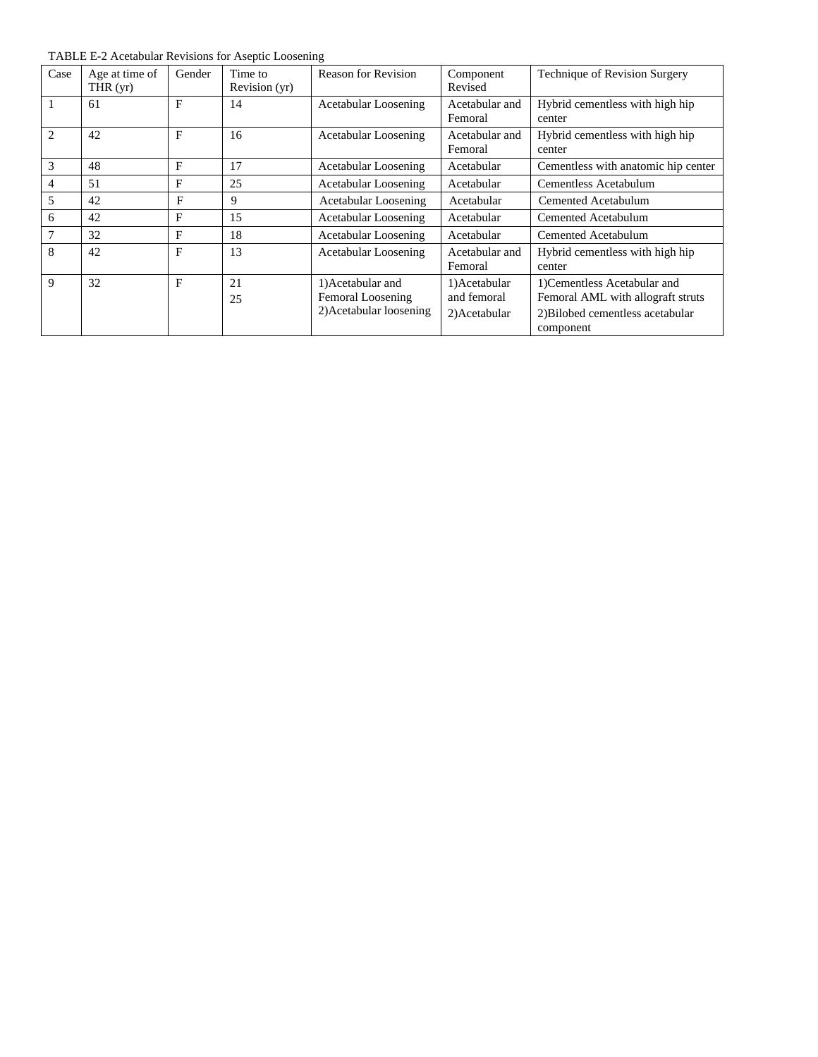TABLE E-2 Acetabular Revisions for Aseptic Loosening

| Case | Age at time of THR (yr) | Gender | Time to Revision (yr) | Reason for Revision | Component Revised | Technique of Revision Surgery |
|---|---|---|---|---|---|---|
| 1 | 61 | F | 14 | Acetabular Loosening | Acetabular and Femoral | Hybrid cementless with high hip center |
| 2 | 42 | F | 16 | Acetabular Loosening | Acetabular and Femoral | Hybrid cementless with high hip center |
| 3 | 48 | F | 17 | Acetabular Loosening | Acetabular | Cementless with anatomic hip center |
| 4 | 51 | F | 25 | Acetabular Loosening | Acetabular | Cementless Acetabulum |
| 5 | 42 | F | 9 | Acetabular Loosening | Acetabular | Cemented Acetabulum |
| 6 | 42 | F | 15 | Acetabular Loosening | Acetabular | Cemented Acetabulum |
| 7 | 32 | F | 18 | Acetabular Loosening | Acetabular | Cemented Acetabulum |
| 8 | 42 | F | 13 | Acetabular Loosening | Acetabular and Femoral | Hybrid cementless with high hip center |
| 9 | 32 | F | 21<br>25 | 1)Acetabular and Femoral Loosening<br>2)Acetabular loosening | 1)Acetabular and femoral<br>2)Acetabular | 1)Cementless Acetabular and Femoral AML with allograft struts<br>2)Bilobed cementless acetabular component |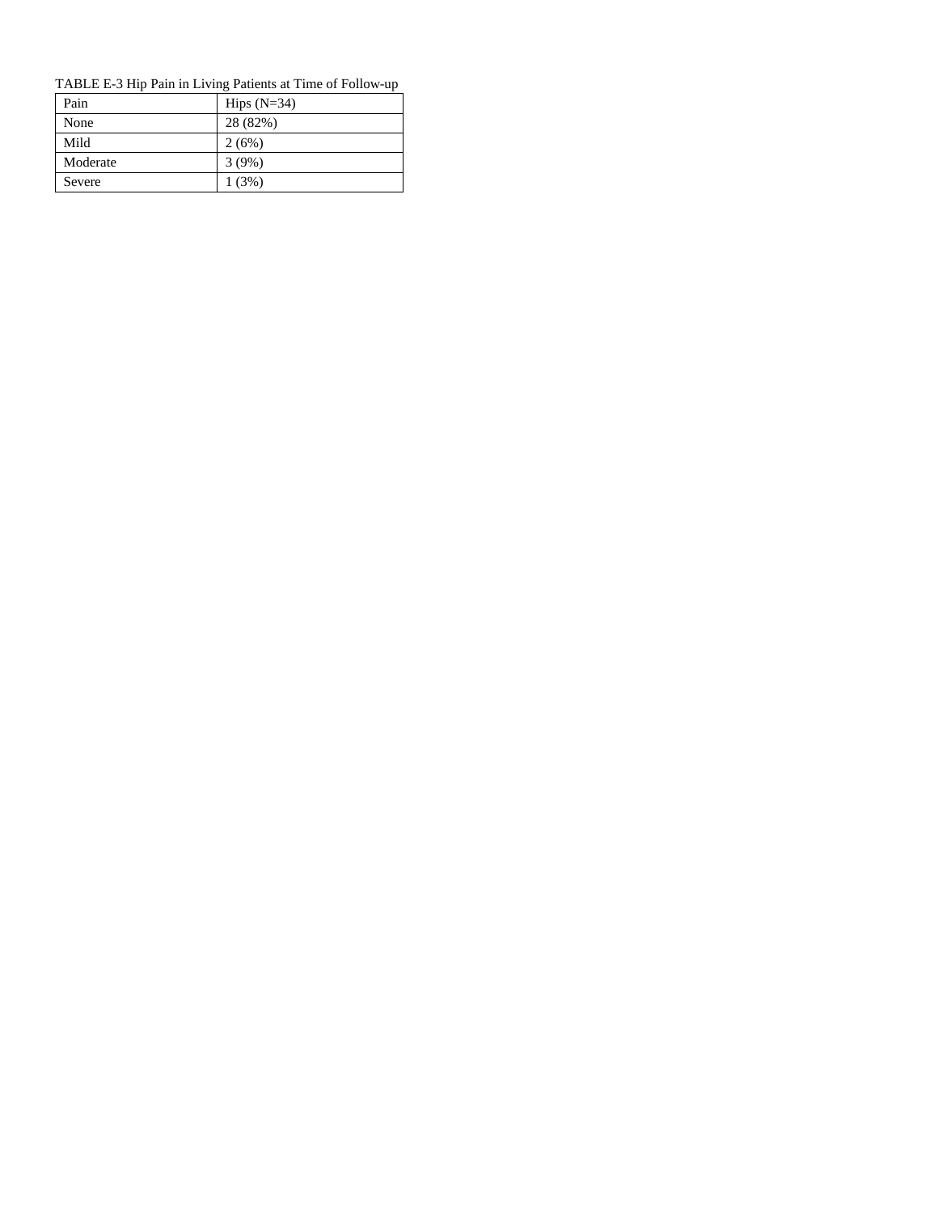TABLE E-3 Hip Pain in Living Patients at Time of Follow-up

| Pain | Hips (N=34) |
|---|---|
| None | 28 (82%) |
| Mild | 2 (6%) |
| Moderate | 3 (9%) |
| Severe | 1 (3%) |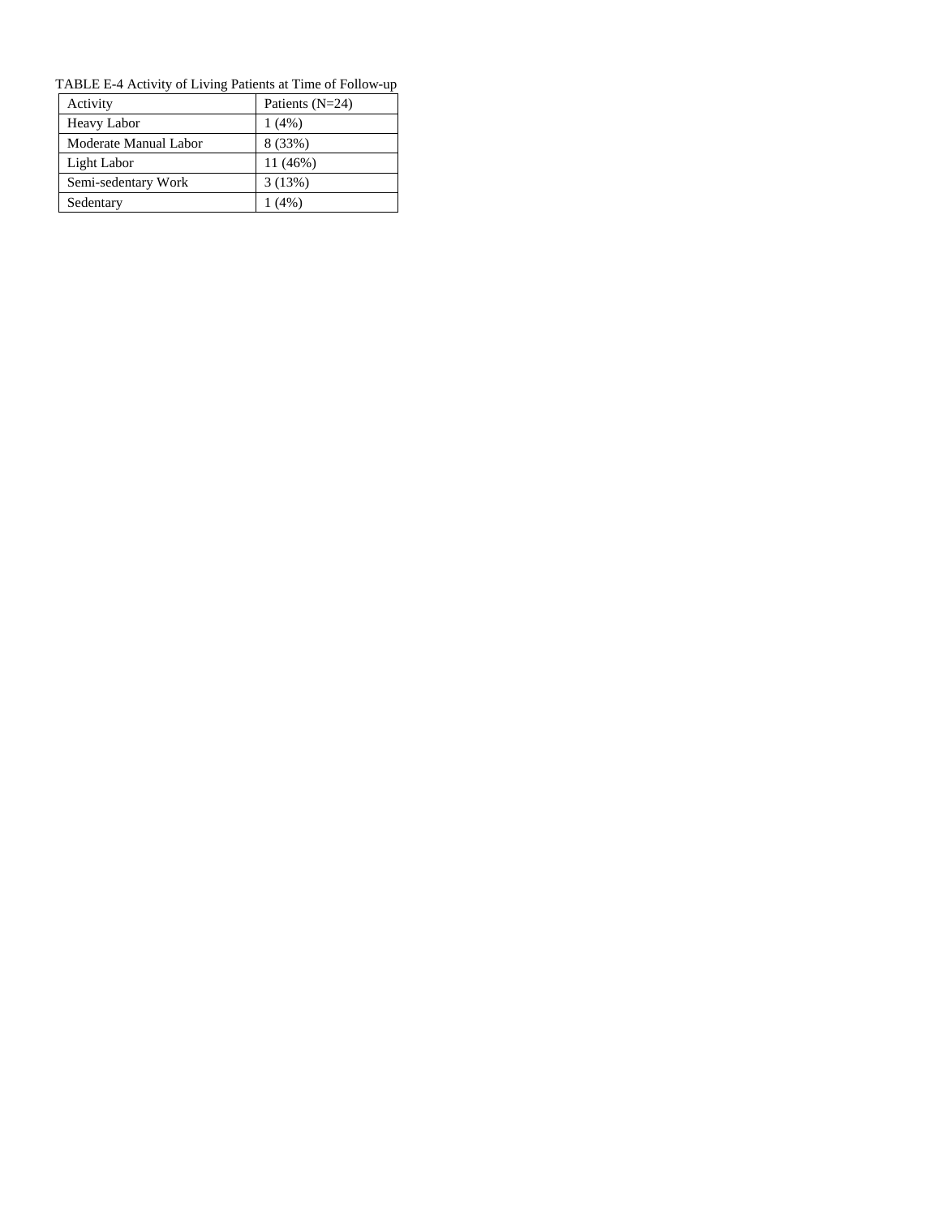TABLE E-4 Activity of Living Patients at Time of Follow-up

| Activity | Patients (N=24) |
| --- | --- |
| Heavy Labor | 1 (4%) |
| Moderate Manual Labor | 8 (33%) |
| Light Labor | 11 (46%) |
| Semi-sedentary Work | 3 (13%) |
| Sedentary | 1 (4%) |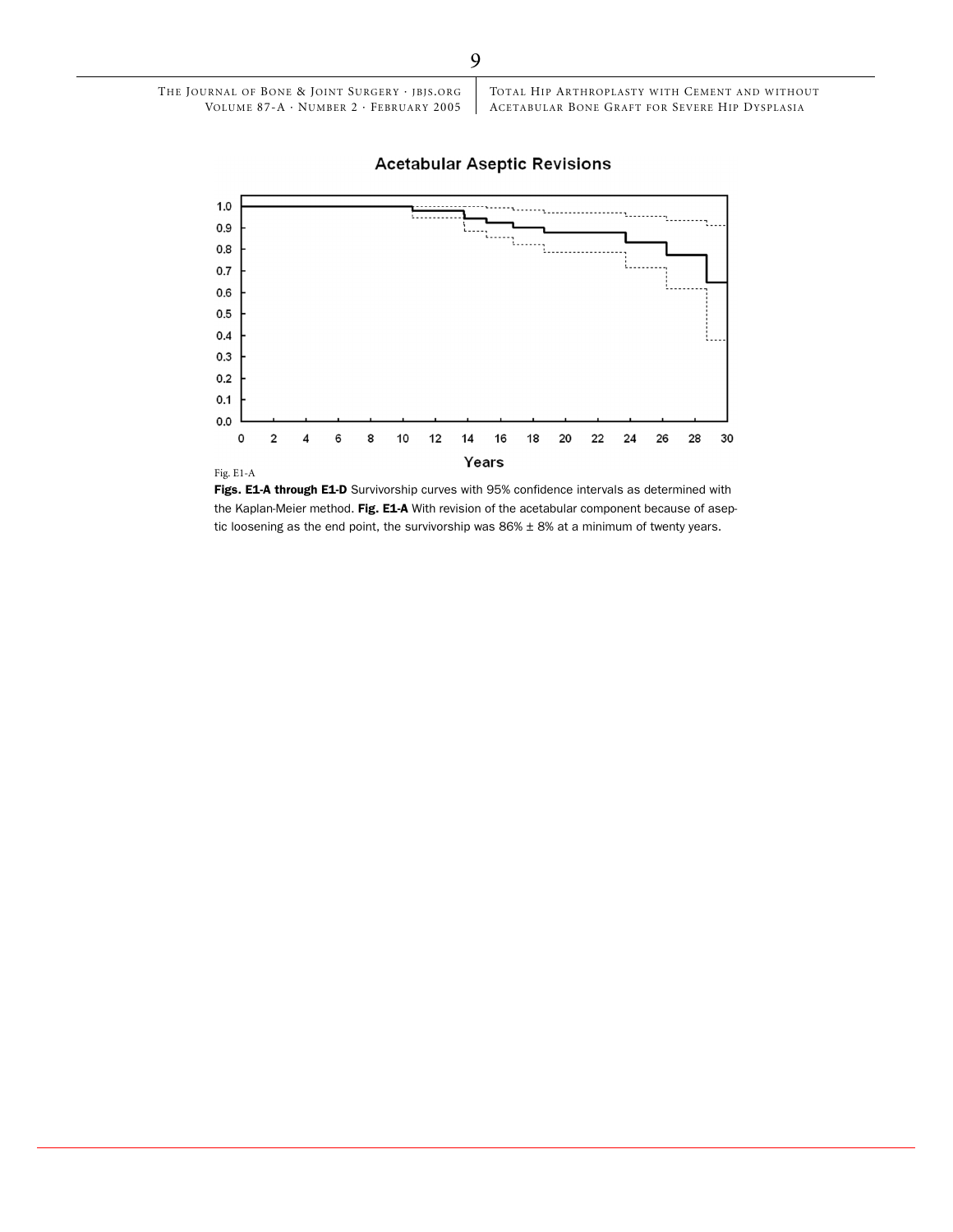Fig. E1-A

**Figs. E1-A through E1-D** Survivorship curves with 95% confidence intervals as determined with the Kaplan-Meier method. **Fig. E1-A** With revision of the acetabular component because of aseptic loosening as the end point, the survivorship was 86% ± 8% at a minimum of twenty years.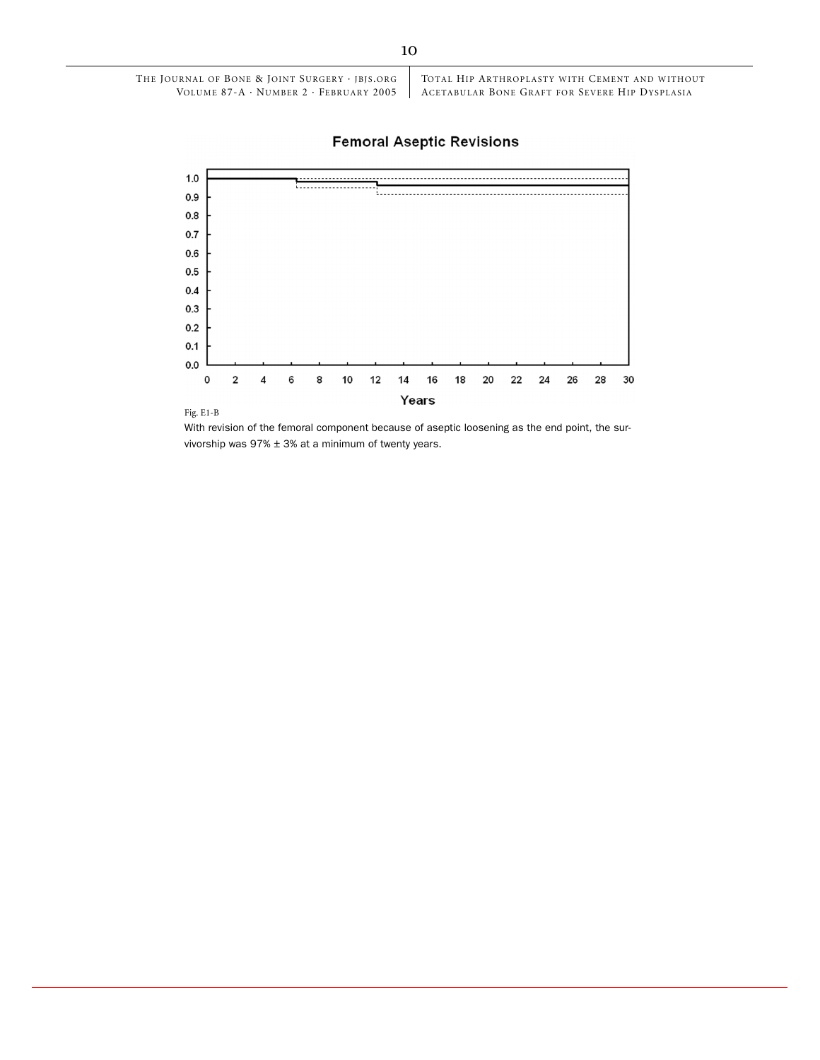Femoral Aseptic Revisions

Fig. E1-B

With revision of the femoral component because of aseptic loosening as the end point, the survivorship was 97% ± 3% at a minimum of twenty years.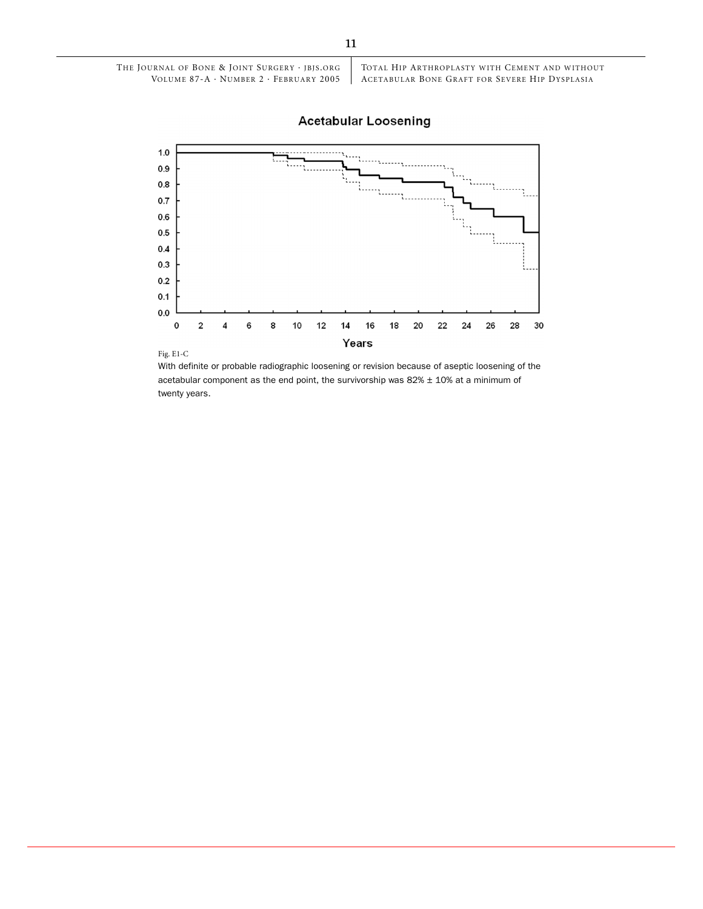Fig. E1-C

With definite or probable radiographic loosening or revision because of aseptic loosening of the acetabular component as the end point, the survivorship was 82% ± 10% at a minimum of twenty years.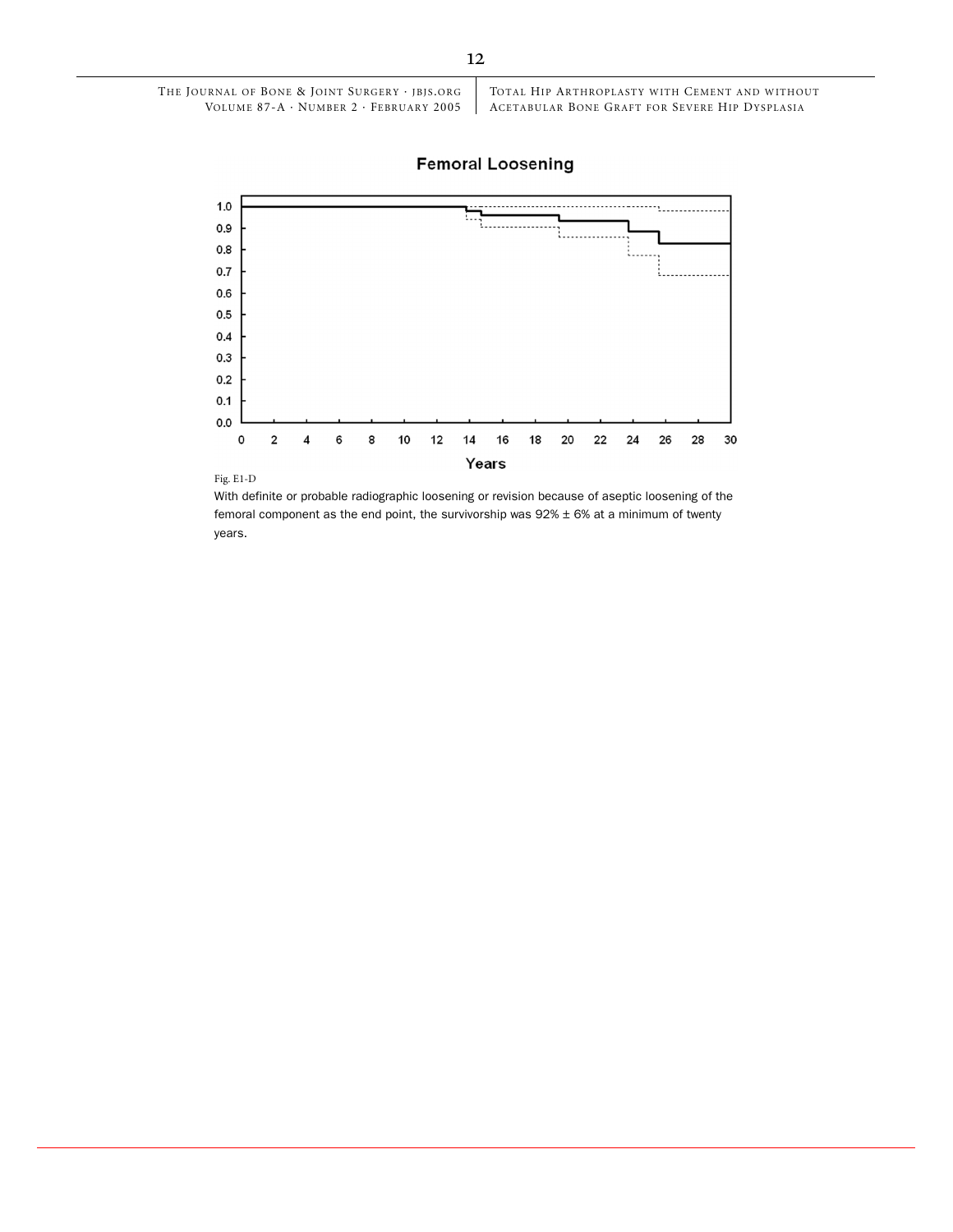Fig. E1-D

With definite or probable radiographic loosening or revision because of aseptic loosening of the femoral component as the end point, the survivorship was 92% ± 6% at a minimum of twenty years.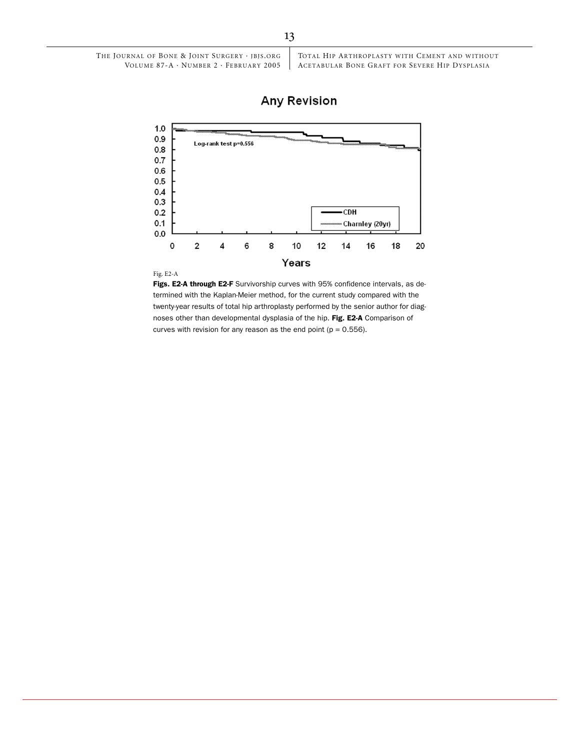Fig. E2-A

**Figs. E2-A through E2-F** Survivorship curves with 95% confidence intervals, as determined with the Kaplan-Meier method, for the current study compared with the twenty-year results of total hip arthroplasty performed by the senior author for diagnoses other than developmental dysplasia of the hip. **Fig. E2-A** Comparison of curves with revision for any reason as the end point ($p = 0.556$).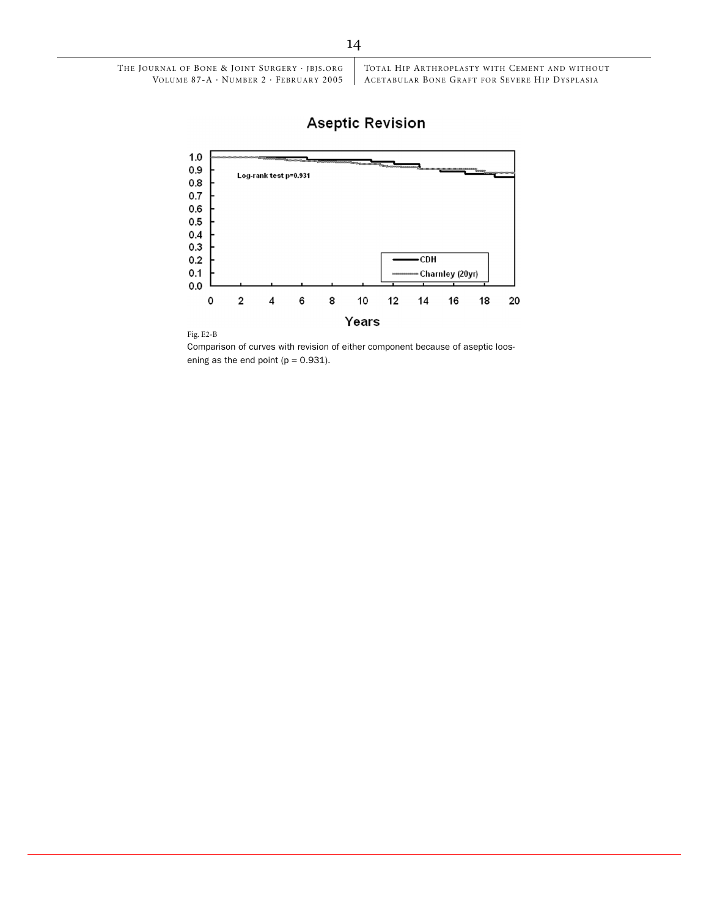Fig. E2-B

Comparison of curves with revision of either component because of aseptic loosening as the end point ($p = 0.931$).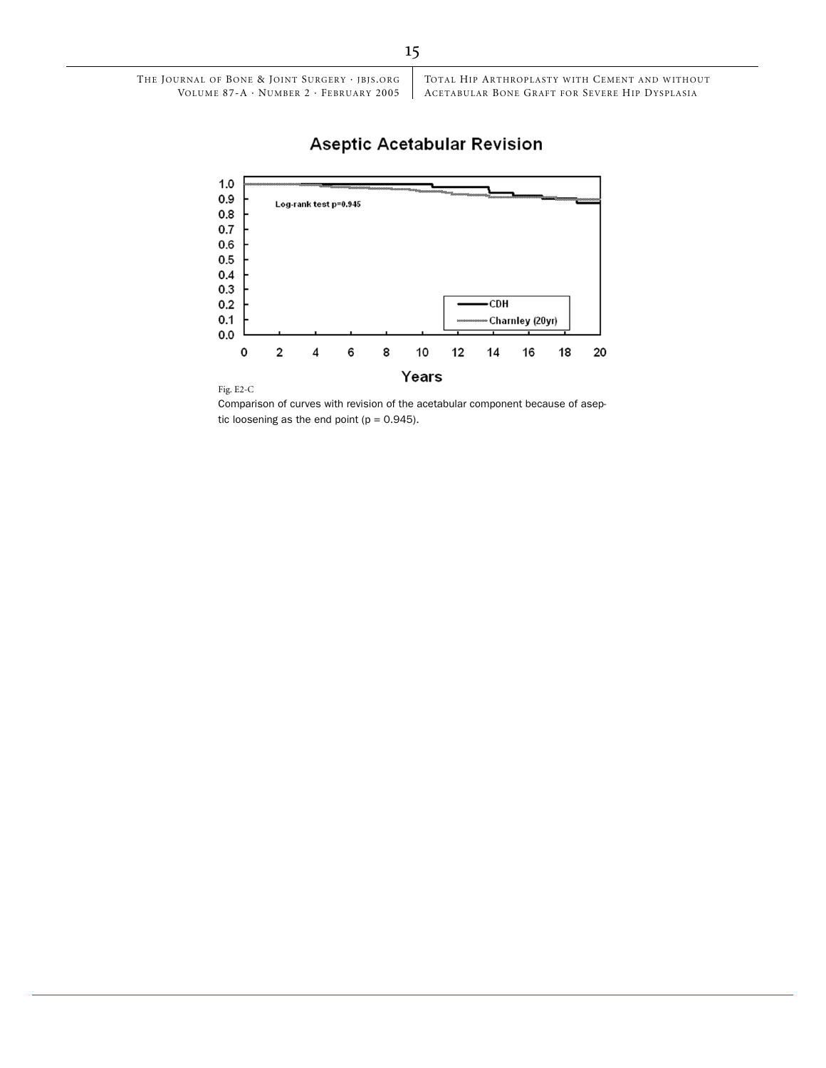Fig. E2-C

Comparison of curves with revision of the acetabular component because of aseptic loosening as the end point (p = 0.945).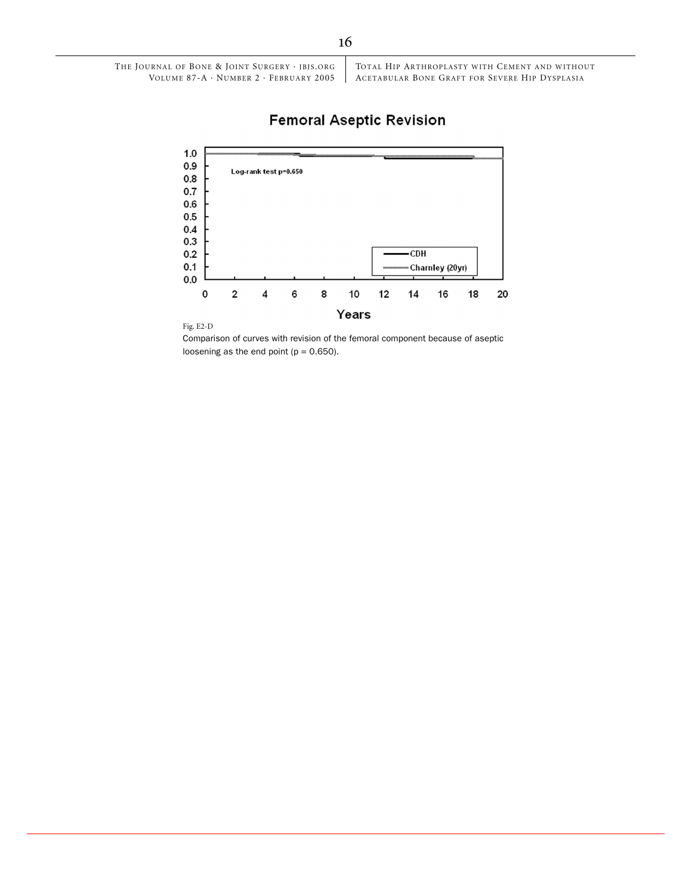Fig. E2-D

Comparison of curves with revision of the femoral component because of aseptic loosening as the end point ($p = 0.650$).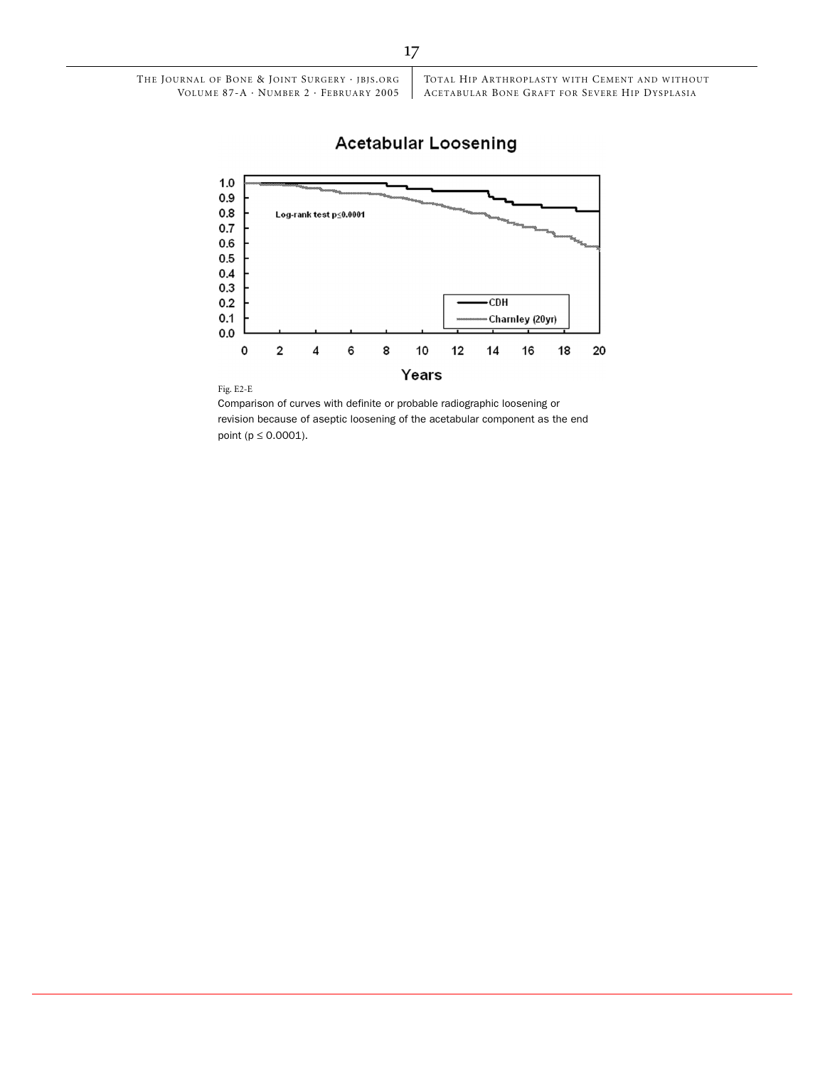Fig. E2-E

Comparison of curves with definite or probable radiographic loosening or revision because of aseptic loosening of the acetabular component as the end point ($p \leq 0.0001$).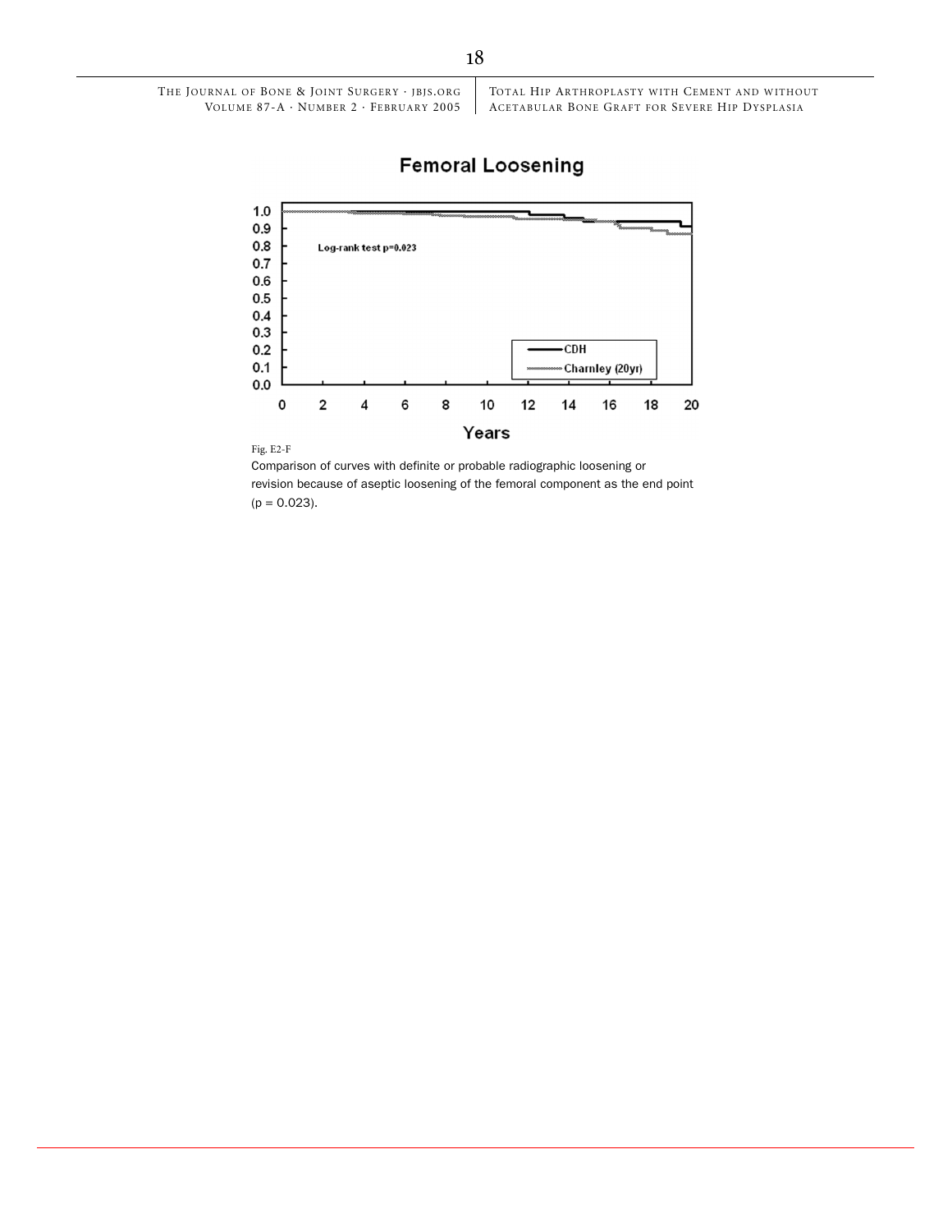Femoral Loosening

1.0
0.9
0.8
0.7
0.6
0.5
0.4
0.3
0.2
0.1
0.0

Log-rank test p=0.023

CDH
Charnley (20yr)

0 2 4 6 8 10 12 14 16 18 20

Years

Fig. E2-F

Comparison of curves with definite or probable radiographic loosening or revision because of aseptic loosening of the femoral component as the end point ($p = 0.023$).